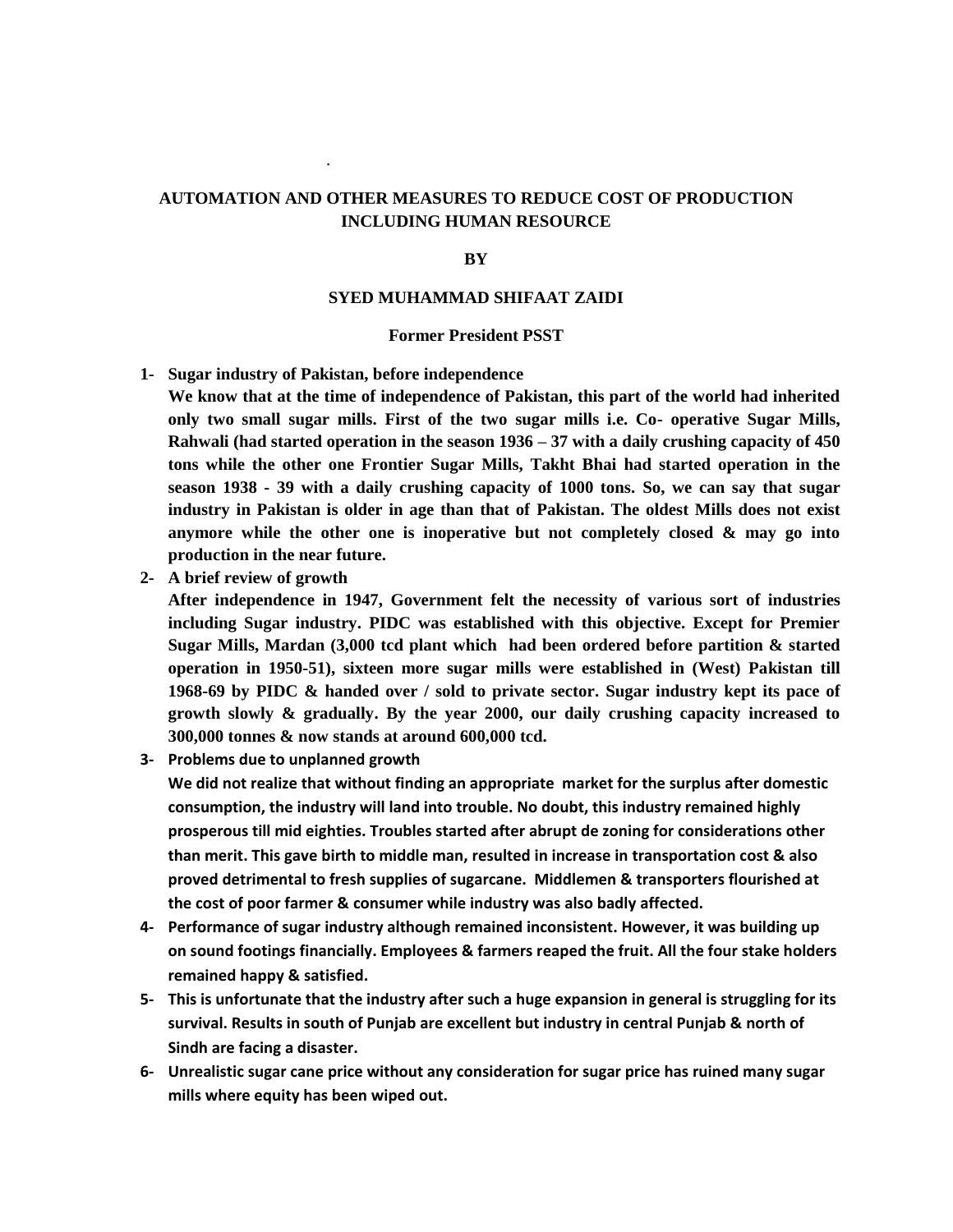# AUTOMATION AND OTHER MEASURES TO REDUCE COST OF PRODUCTION INCLUDING HUMAN RESOURCE

**BY**

**SYED MUHAMMAD SHIFAAT ZAIDI**

**Former President PSST**

1- **Sugar industry of Pakistan, before independence**

   **We know that at the time of independence of Pakistan, this part of the world had inherited only two small sugar mills. First of the two sugar mills i.e. Co- operative Sugar Mills, Rahwali (had started operation in the season 1936 – 37 with a daily crushing capacity of 450 tons while the other one Frontier Sugar Mills, Takht Bhai had started operation in the season 1938 - 39 with a daily crushing capacity of 1000 tons. So, we can say that sugar industry in Pakistan is older in age than that of Pakistan. The oldest Mills does not exist anymore while the other one is inoperative but not completely closed & may go into production in the near future.**

2- **A brief review of growth**

   **After independence in 1947, Government felt the necessity of various sort of industries including Sugar industry. PIDC was established with this objective. Except for Premier Sugar Mills, Mardan (3,000 tcd plant which had been ordered before partition & started operation in 1950-51), sixteen more sugar mills were established in (West) Pakistan till 1968-69 by PIDC & handed over / sold to private sector. Sugar industry kept its pace of growth slowly & gradually. By the year 2000, our daily crushing capacity increased to 300,000 tonnes & now stands at around 600,000 tcd.**

3- **Problems due to unplanned growth**

   **We did not realize that without finding an appropriate market for the surplus after domestic consumption, the industry will land into trouble. No doubt, this industry remained highly prosperous till mid eighties. Troubles started after abrupt de zoning for considerations other than merit. This gave birth to middle man, resulted in increase in transportation cost & also proved detrimental to fresh supplies of sugarcane. Middlemen & transporters flourished at the cost of poor farmer & consumer while industry was also badly affected.**

4- **Performance of sugar industry although remained inconsistent. However, it was building up on sound footings financially. Employees & farmers reaped the fruit. All the four stake holders remained happy & satisfied.**

5- **This is unfortunate that the industry after such a huge expansion in general is struggling for its survival. Results in south of Punjab are excellent but industry in central Punjab & north of Sindh are facing a disaster.**

6- **Unrealistic sugar cane price without any consideration for sugar price has ruined many sugar mills where equity has been wiped out.**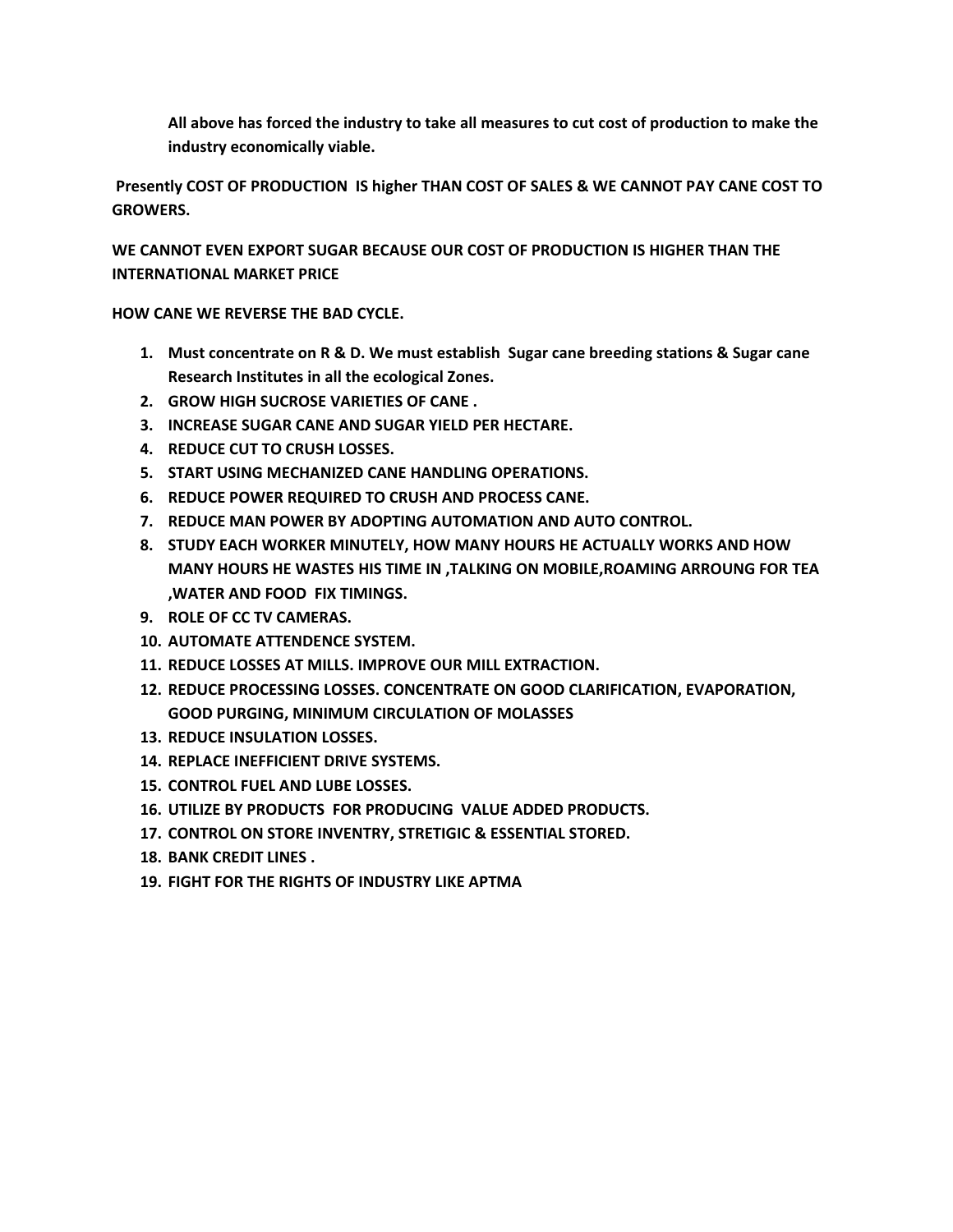**All above has forced the industry to take all measures to cut cost of production to make the industry economically viable.**

**Presently COST OF PRODUCTION IS higher THAN COST OF SALES & WE CANNOT PAY CANE COST TO GROWERS.**

**WE CANNOT EVEN EXPORT SUGAR BECAUSE OUR COST OF PRODUCTION IS HIGHER THAN THE INTERNATIONAL MARKET PRICE**

**HOW CANE WE REVERSE THE BAD CYCLE.**

1. **Must concentrate on R & D. We must establish Sugar cane breeding stations & Sugar cane Research Institutes in all the ecological Zones.**
2. **GROW HIGH SUCROSE VARIETIES OF CANE .**
3. **INCREASE SUGAR CANE AND SUGAR YIELD PER HECTARE.**
4. **REDUCE CUT TO CRUSH LOSSES.**
5. **START USING MECHANIZED CANE HANDLING OPERATIONS.**
6. **REDUCE POWER REQUIRED TO CRUSH AND PROCESS CANE.**
7. **REDUCE MAN POWER BY ADOPTING AUTOMATION AND AUTO CONTROL.**
8. **STUDY EACH WORKER MINUTELY, HOW MANY HOURS HE ACTUALLY WORKS AND HOW MANY HOURS HE WASTES HIS TIME IN ,TALKING ON MOBILE,ROAMING ARROUNG FOR TEA ,WATER AND FOOD FIX TIMINGS.**
9. **ROLE OF CC TV CAMERAS.**
10. **AUTOMATE ATTENDENCE SYSTEM.**
11. **REDUCE LOSSES AT MILLS. IMPROVE OUR MILL EXTRACTION.**
12. **REDUCE PROCESSING LOSSES. CONCENTRATE ON GOOD CLARIFICATION, EVAPORATION, GOOD PURGING, MINIMUM CIRCULATION OF MOLASSES**
13. **REDUCE INSULATION LOSSES.**
14. **REPLACE INEFFICIENT DRIVE SYSTEMS.**
15. **CONTROL FUEL AND LUBE LOSSES.**
16. **UTILIZE BY PRODUCTS FOR PRODUCING VALUE ADDED PRODUCTS.**
17. **CONTROL ON STORE INVENTRY, STRETIGIC & ESSENTIAL STORED.**
18. **BANK CREDIT LINES .**
19. **FIGHT FOR THE RIGHTS OF INDUSTRY LIKE APTMA**